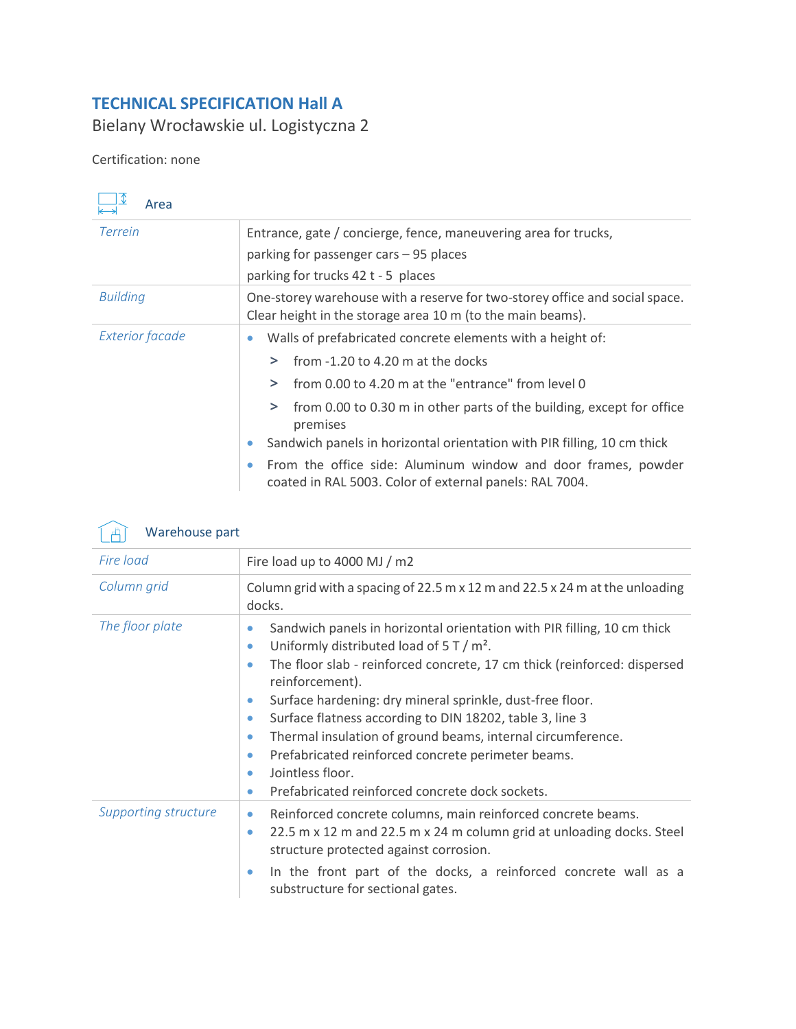# TECHNICAL SPECIFICATION Hall A

Bielany Wrocławskie ul. Logistyczna 2

Certification: none

## Area

| | |
|---|---|
| *Terrein* | Entrance, gate / concierge, fence, maneuvering area for trucks,<br>parking for passenger cars – 95 places<br>parking for trucks 42 t - 5 places |
| *Building* | One-storey warehouse with a reserve for two-storey office and social space. Clear height in the storage area 10 m (to the main beams). |
| *Exterior facade* | • Walls of prefabricated concrete elements with a height of:<br>> from -1.20 to 4.20 m at the docks<br>> from 0.00 to 4.20 m at the "entrance" from level 0<br>> from 0.00 to 0.30 m in other parts of the building, except for office premises<br>• Sandwich panels in horizontal orientation with PIR filling, 10 cm thick<br>• From the office side: Aluminum window and door frames, powder coated in RAL 5003. Color of external panels: RAL 7004. |

## Warehouse part

| | |
|---|---|
| *Fire load* | Fire load up to 4000 MJ / m2 |
| *Column grid* | Column grid with a spacing of 22.5 m x 12 m and 22.5 x 24 m at the unloading docks. |
| *The floor plate* | • Sandwich panels in horizontal orientation with PIR filling, 10 cm thick<br>• Uniformly distributed load of 5 T / m².<br>• The floor slab - reinforced concrete, 17 cm thick (reinforced: dispersed reinforcement).<br>• Surface hardening: dry mineral sprinkle, dust-free floor.<br>• Surface flatness according to DIN 18202, table 3, line 3<br>• Thermal insulation of ground beams, internal circumference.<br>• Prefabricated reinforced concrete perimeter beams.<br>• Jointless floor.<br>• Prefabricated reinforced concrete dock sockets. |
| *Supporting structure* | • Reinforced concrete columns, main reinforced concrete beams.<br>• 22.5 m x 12 m and 22.5 m x 24 m column grid at unloading docks. Steel structure protected against corrosion.<br>• In the front part of the docks, a reinforced concrete wall as a substructure for sectional gates. |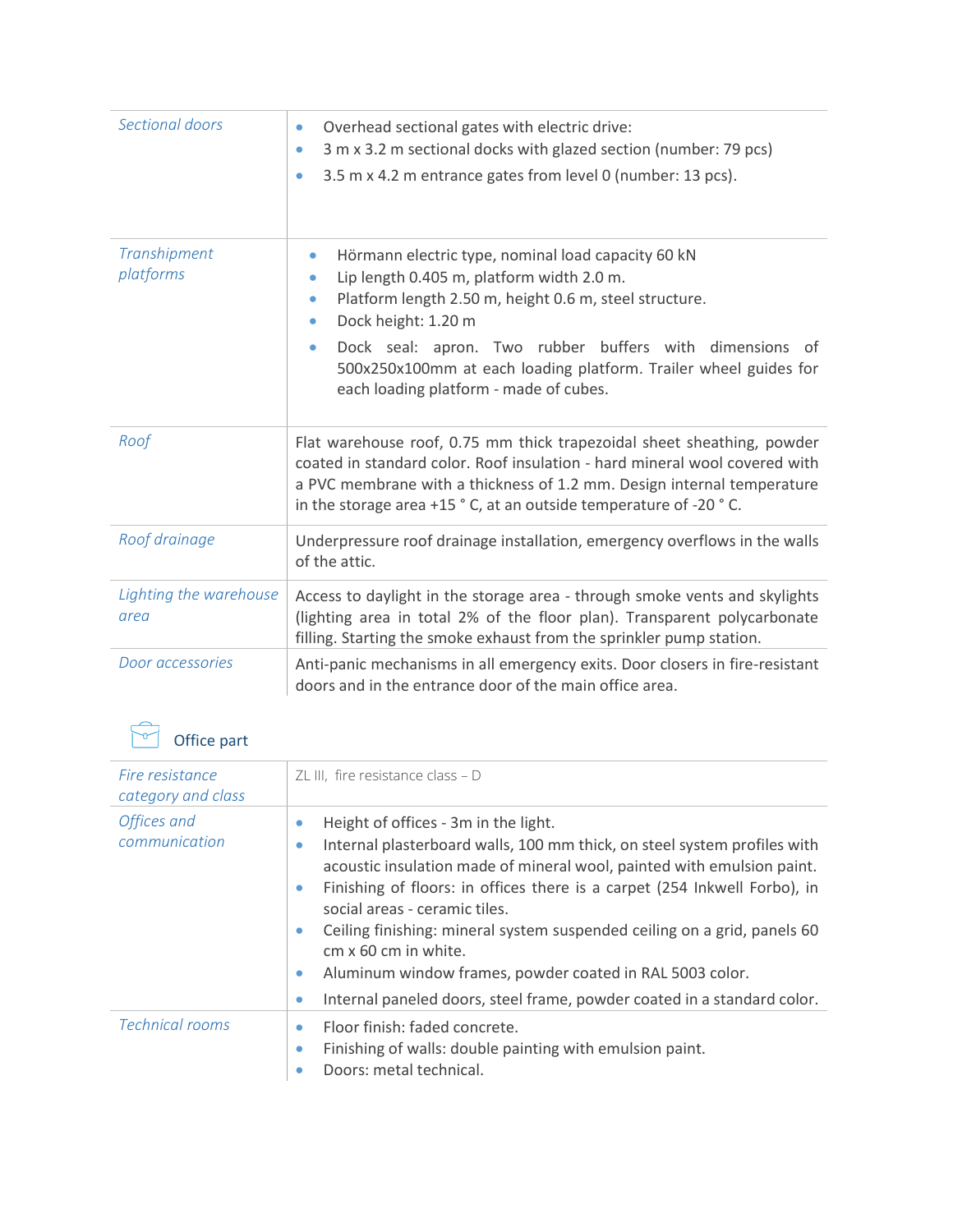| | |
|---|---|
| *Sectional doors* | • Overhead sectional gates with electric drive:<br>• 3 m x 3.2 m sectional docks with glazed section (number: 79 pcs)<br>• 3.5 m x 4.2 m entrance gates from level 0 (number: 13 pcs). |
| *Transhipment platforms* | • Hörmann electric type, nominal load capacity 60 kN<br>• Lip length 0.405 m, platform width 2.0 m.<br>• Platform length 2.50 m, height 0.6 m, steel structure.<br>• Dock height: 1.20 m<br>• Dock seal: apron. Two rubber buffers with dimensions of 500x250x100mm at each loading platform. Trailer wheel guides for each loading platform - made of cubes. |
| *Roof* | Flat warehouse roof, 0.75 mm thick trapezoidal sheet sheathing, powder coated in standard color. Roof insulation - hard mineral wool covered with a PVC membrane with a thickness of 1.2 mm. Design internal temperature in the storage area +15 ° C, at an outside temperature of -20 ° C. |
| *Roof drainage* | Underpressure roof drainage installation, emergency overflows in the walls of the attic. |
| *Lighting the warehouse area* | Access to daylight in the storage area - through smoke vents and skylights (lighting area in total 2% of the floor plan). Transparent polycarbonate filling. Starting the smoke exhaust from the sprinkler pump station. |
| *Door accessories* | Anti-panic mechanisms in all emergency exits. Door closers in fire-resistant doors and in the entrance door of the main office area. |

## Office part

| | |
|---|---|
| *Fire resistance category and class* | ZL III, fire resistance class – D |
| *Offices and communication* | • Height of offices - 3m in the light.<br>• Internal plasterboard walls, 100 mm thick, on steel system profiles with acoustic insulation made of mineral wool, painted with emulsion paint.<br>• Finishing of floors: in offices there is a carpet (254 Inkwell Forbo), in social areas - ceramic tiles.<br>• Ceiling finishing: mineral system suspended ceiling on a grid, panels 60 cm x 60 cm in white.<br>• Aluminum window frames, powder coated in RAL 5003 color.<br>• Internal paneled doors, steel frame, powder coated in a standard color. |
| *Technical rooms* | • Floor finish: faded concrete.<br>• Finishing of walls: double painting with emulsion paint.<br>• Doors: metal technical. |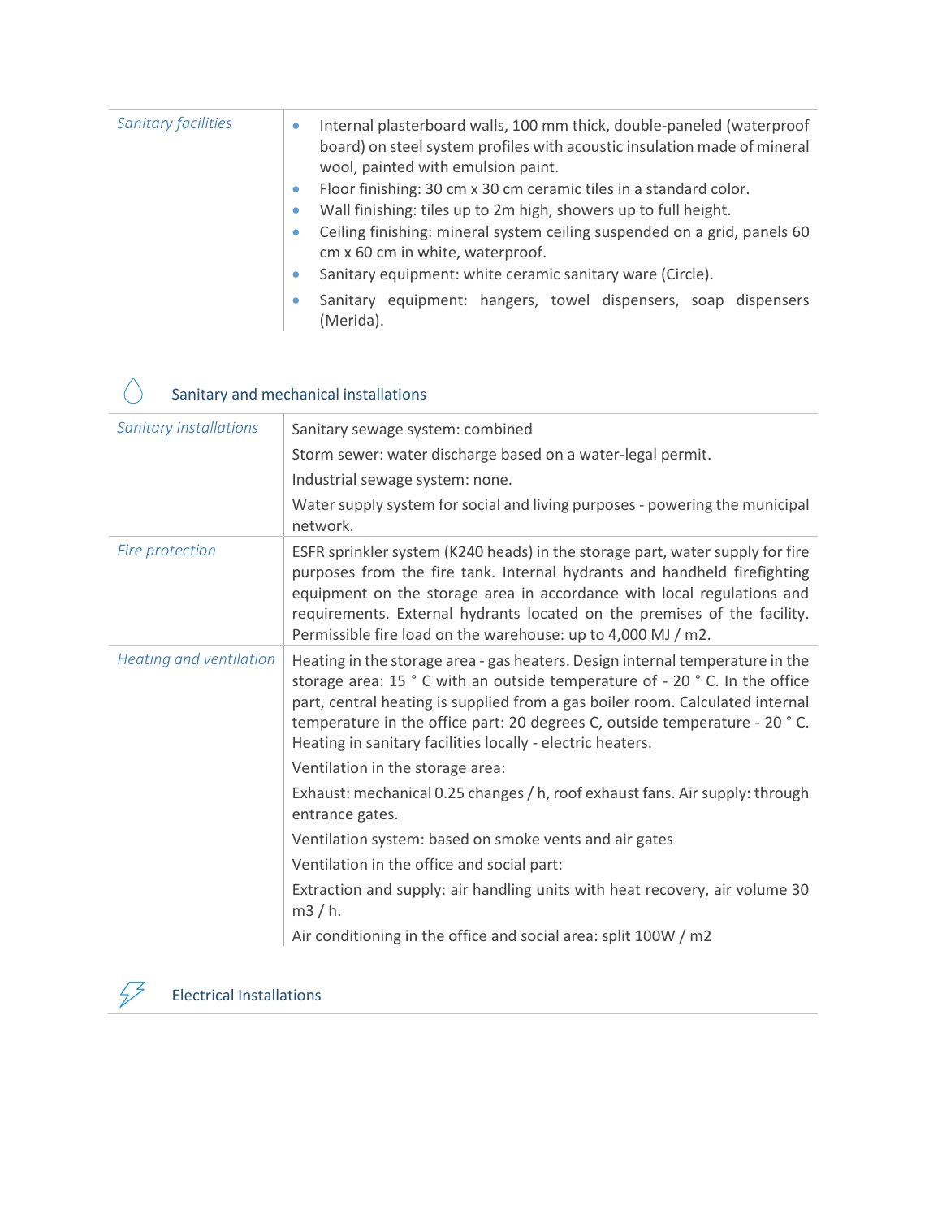| | |
|---|---|
| *Sanitary facilities* | • Internal plasterboard walls, 100 mm thick, double-paneled (waterproof board) on steel system profiles with acoustic insulation made of mineral wool, painted with emulsion paint.<br>• Floor finishing: 30 cm x 30 cm ceramic tiles in a standard color.<br>• Wall finishing: tiles up to 2m high, showers up to full height.<br>• Ceiling finishing: mineral system ceiling suspended on a grid, panels 60 cm x 60 cm in white, waterproof.<br>• Sanitary equipment: white ceramic sanitary ware (Circle).<br>• Sanitary equipment: hangers, towel dispensers, soap dispensers (Merida). |

## Sanitary and mechanical installations

| | |
|---|---|
| *Sanitary installations* | Sanitary sewage system: combined<br>Storm sewer: water discharge based on a water-legal permit.<br>Industrial sewage system: none.<br>Water supply system for social and living purposes - powering the municipal network. |
| *Fire protection* | ESFR sprinkler system (K240 heads) in the storage part, water supply for fire purposes from the fire tank. Internal hydrants and handheld firefighting equipment on the storage area in accordance with local regulations and requirements. External hydrants located on the premises of the facility. Permissible fire load on the warehouse: up to 4,000 MJ / m2. |
| *Heating and ventilation* | Heating in the storage area - gas heaters. Design internal temperature in the storage area: 15 ° C with an outside temperature of - 20 ° C. In the office part, central heating is supplied from a gas boiler room. Calculated internal temperature in the office part: 20 degrees C, outside temperature - 20 ° C. Heating in sanitary facilities locally - electric heaters.<br>Ventilation in the storage area:<br>Exhaust: mechanical 0.25 changes / h, roof exhaust fans. Air supply: through entrance gates.<br>Ventilation system: based on smoke vents and air gates<br>Ventilation in the office and social part:<br>Extraction and supply: air handling units with heat recovery, air volume 30 m3 / h.<br>Air conditioning in the office and social area: split 100W / m2 |

## Electrical Installations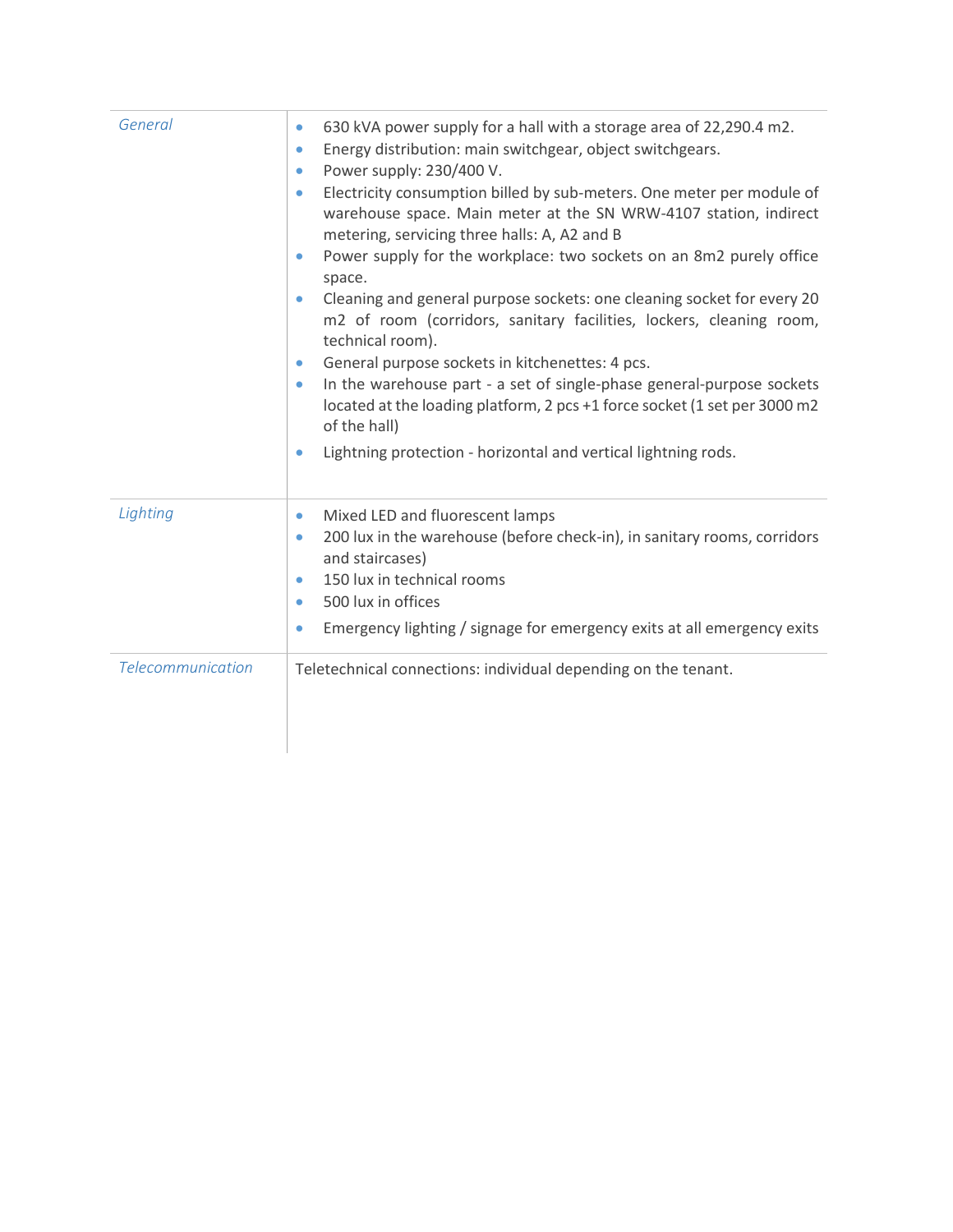| | |
|---|---|
| *General* | • 630 kVA power supply for a hall with a storage area of 22,290.4 m2.<br>• Energy distribution: main switchgear, object switchgears.<br>• Power supply: 230/400 V.<br>• Electricity consumption billed by sub-meters. One meter per module of warehouse space. Main meter at the SN WRW-4107 station, indirect metering, servicing three halls: A, A2 and B<br>• Power supply for the workplace: two sockets on an 8m2 purely office space.<br>• Cleaning and general purpose sockets: one cleaning socket for every 20 m2 of room (corridors, sanitary facilities, lockers, cleaning room, technical room).<br>• General purpose sockets in kitchenettes: 4 pcs.<br>• In the warehouse part - a set of single-phase general-purpose sockets located at the loading platform, 2 pcs +1 force socket (1 set per 3000 m2 of the hall)<br>• Lightning protection - horizontal and vertical lightning rods. |
| *Lighting* | • Mixed LED and fluorescent lamps<br>• 200 lux in the warehouse (before check-in), in sanitary rooms, corridors and staircases)<br>• 150 lux in technical rooms<br>• 500 lux in offices<br>• Emergency lighting / signage for emergency exits at all emergency exits |
| *Telecommunication* | Teletechnical connections: individual depending on the tenant. |